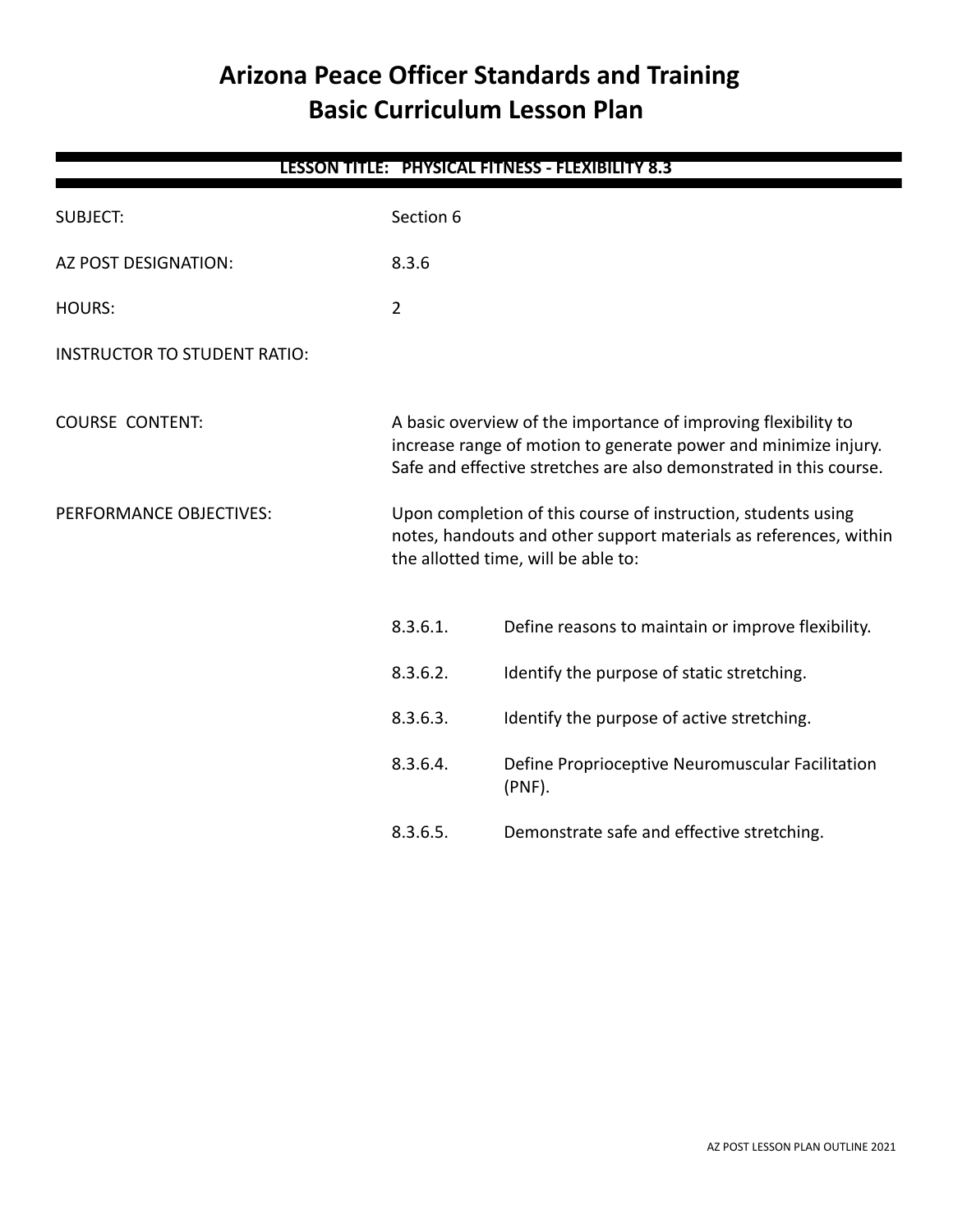# Arizona Peace Officer Standards and Training
# Basic Curriculum Lesson Plan

**LESSON TITLE: PHYSICAL FITNESS - FLEXIBILITY 8.3**

| | |
|---|---|
| SUBJECT: | Section 6 |
| AZ POST DESIGNATION: | 8.3.6 |
| HOURS: | 2 |
| INSTRUCTOR TO STUDENT RATIO: | |
| COURSE CONTENT: | A basic overview of the importance of improving flexibility to increase range of motion to generate power and minimize injury. Safe and effective stretches are also demonstrated in this course. |
| PERFORMANCE OBJECTIVES: | Upon completion of this course of instruction, students using notes, handouts and other support materials as references, within the allotted time, will be able to: |

- 8.3.6.1. Define reasons to maintain or improve flexibility.
- 8.3.6.2. Identify the purpose of static stretching.
- 8.3.6.3. Identify the purpose of active stretching.
- 8.3.6.4. Define Proprioceptive Neuromuscular Facilitation (PNF).
- 8.3.6.5. Demonstrate safe and effective stretching.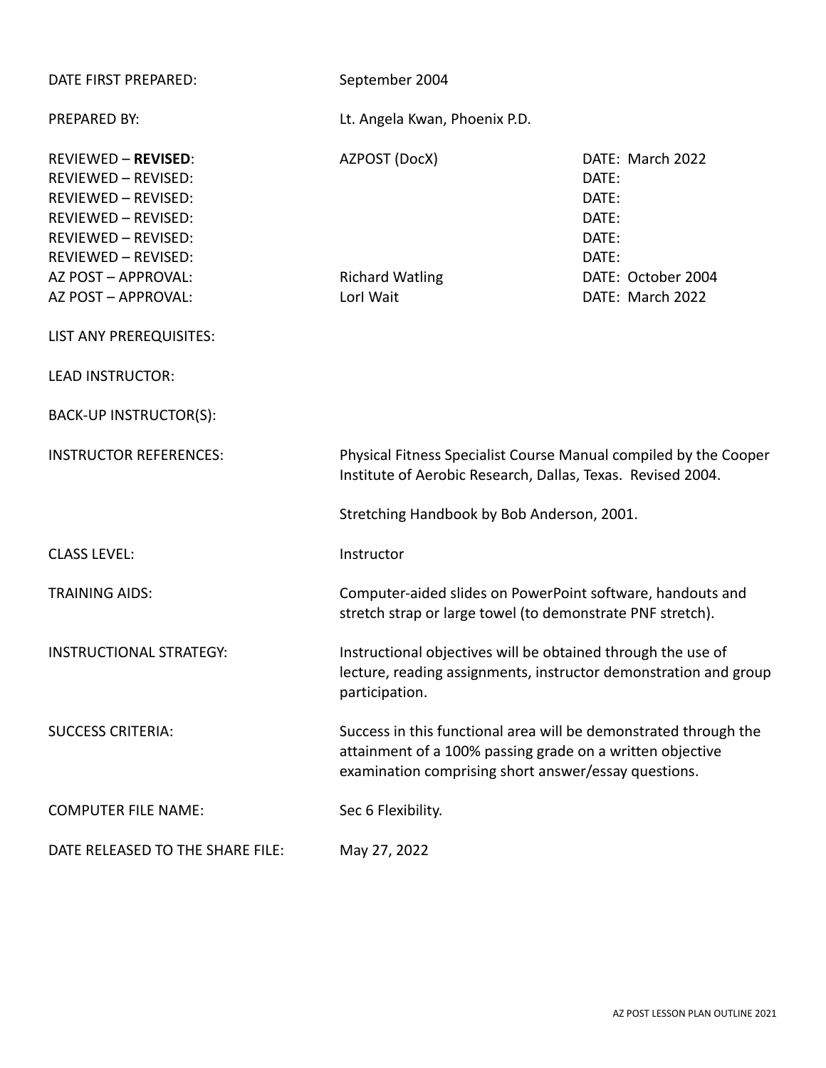| | | |
|---|---|---|
| DATE FIRST PREPARED: | September 2004 | |
| PREPARED BY: | Lt. Angela Kwan, Phoenix P.D. | |
| REVIEWED – **REVISED**: | AZPOST (DocX) | DATE: March 2022 |
| REVIEWED – REVISED: | | DATE: |
| REVIEWED – REVISED: | | DATE: |
| REVIEWED – REVISED: | | DATE: |
| REVIEWED – REVISED: | | DATE: |
| REVIEWED – REVISED: | | DATE: |
| AZ POST – APPROVAL: | Richard Watling | DATE: October 2004 |
| AZ POST – APPROVAL: | LorI Wait | DATE: March 2022 |
| LIST ANY PREREQUISITES: | | |
| LEAD INSTRUCTOR: | | |
| BACK-UP INSTRUCTOR(S): | | |
| INSTRUCTOR REFERENCES: | Physical Fitness Specialist Course Manual compiled by the Cooper Institute of Aerobic Research, Dallas, Texas. Revised 2004.<br><br>Stretching Handbook by Bob Anderson, 2001. | |
| CLASS LEVEL: | Instructor | |
| TRAINING AIDS: | Computer-aided slides on PowerPoint software, handouts and stretch strap or large towel (to demonstrate PNF stretch). | |
| INSTRUCTIONAL STRATEGY: | Instructional objectives will be obtained through the use of lecture, reading assignments, instructor demonstration and group participation. | |
| SUCCESS CRITERIA: | Success in this functional area will be demonstrated through the attainment of a 100% passing grade on a written objective examination comprising short answer/essay questions. | |
| COMPUTER FILE NAME: | Sec 6 Flexibility. | |
| DATE RELEASED TO THE SHARE FILE: | May 27, 2022 | |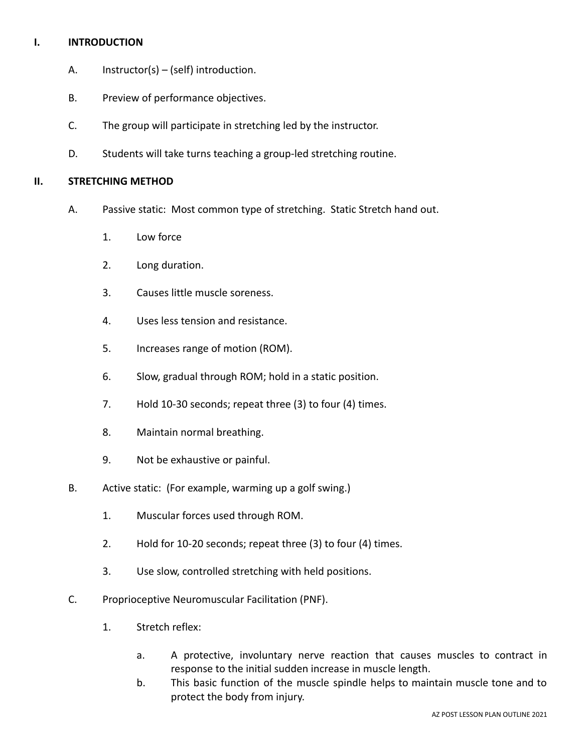## I. INTRODUCTION

A. Instructor(s) – (self) introduction.

B. Preview of performance objectives.

C. The group will participate in stretching led by the instructor.

D. Students will take turns teaching a group-led stretching routine.

## II. STRETCHING METHOD

A. Passive static: Most common type of stretching. Static Stretch hand out.

1. Low force
2. Long duration.
3. Causes little muscle soreness.
4. Uses less tension and resistance.
5. Increases range of motion (ROM).
6. Slow, gradual through ROM; hold in a static position.
7. Hold 10-30 seconds; repeat three (3) to four (4) times.
8. Maintain normal breathing.
9. Not be exhaustive or painful.

B. Active static: (For example, warming up a golf swing.)

1. Muscular forces used through ROM.
2. Hold for 10-20 seconds; repeat three (3) to four (4) times.
3. Use slow, controlled stretching with held positions.

C. Proprioceptive Neuromuscular Facilitation (PNF).

1. Stretch reflex:

   a. A protective, involuntary nerve reaction that causes muscles to contract in response to the initial sudden increase in muscle length.

   b. This basic function of the muscle spindle helps to maintain muscle tone and to protect the body from injury.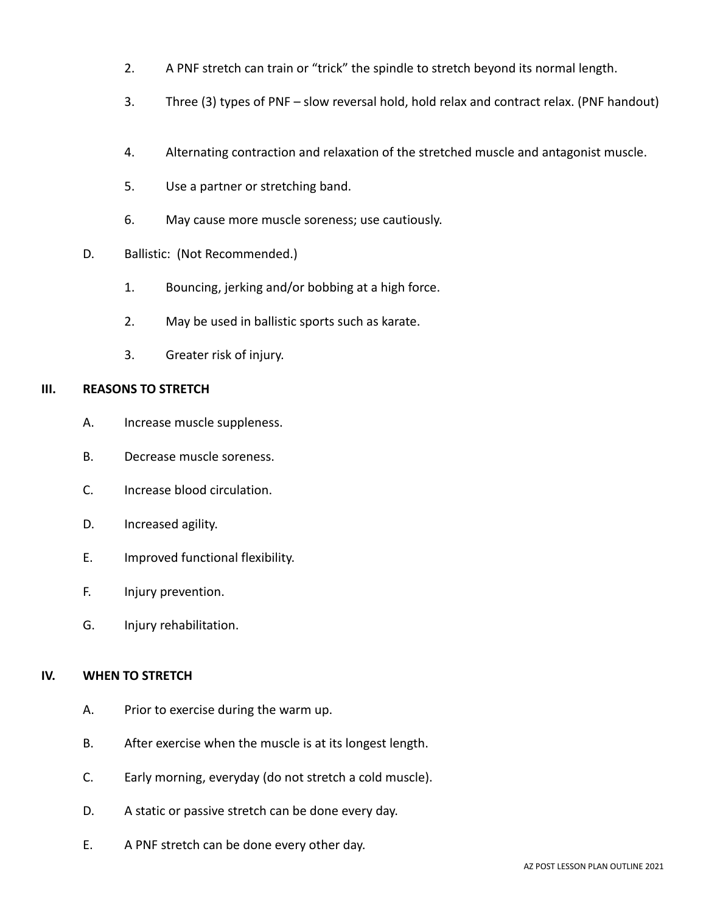2. A PNF stretch can train or "trick" the spindle to stretch beyond its normal length.

3. Three (3) types of PNF – slow reversal hold, hold relax and contract relax. (PNF handout)

4. Alternating contraction and relaxation of the stretched muscle and antagonist muscle.

5. Use a partner or stretching band.

6. May cause more muscle soreness; use cautiously.

D. Ballistic: (Not Recommended.)

1. Bouncing, jerking and/or bobbing at a high force.

2. May be used in ballistic sports such as karate.

3. Greater risk of injury.

## III. REASONS TO STRETCH

A. Increase muscle suppleness.

B. Decrease muscle soreness.

C. Increase blood circulation.

D. Increased agility.

E. Improved functional flexibility.

F. Injury prevention.

G. Injury rehabilitation.

## IV. WHEN TO STRETCH

A. Prior to exercise during the warm up.

B. After exercise when the muscle is at its longest length.

C. Early morning, everyday (do not stretch a cold muscle).

D. A static or passive stretch can be done every day.

E. A PNF stretch can be done every other day.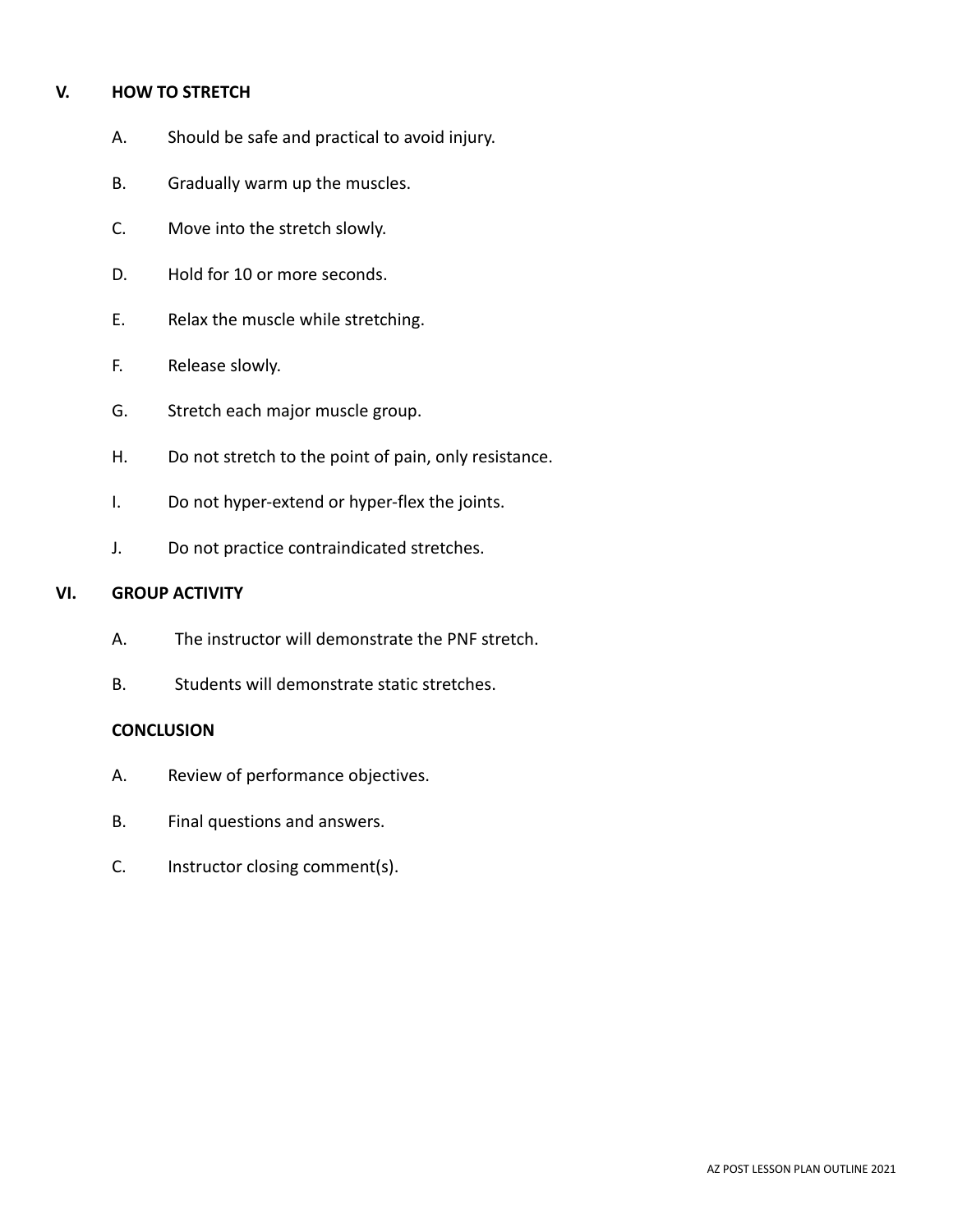## V. HOW TO STRETCH

A. Should be safe and practical to avoid injury.

B. Gradually warm up the muscles.

C. Move into the stretch slowly.

D. Hold for 10 or more seconds.

E. Relax the muscle while stretching.

F. Release slowly.

G. Stretch each major muscle group.

H. Do not stretch to the point of pain, only resistance.

I. Do not hyper-extend or hyper-flex the joints.

J. Do not practice contraindicated stretches.

## VI. GROUP ACTIVITY

A. The instructor will demonstrate the PNF stretch.

B. Students will demonstrate static stretches.

## CONCLUSION

A. Review of performance objectives.

B. Final questions and answers.

C. Instructor closing comment(s).